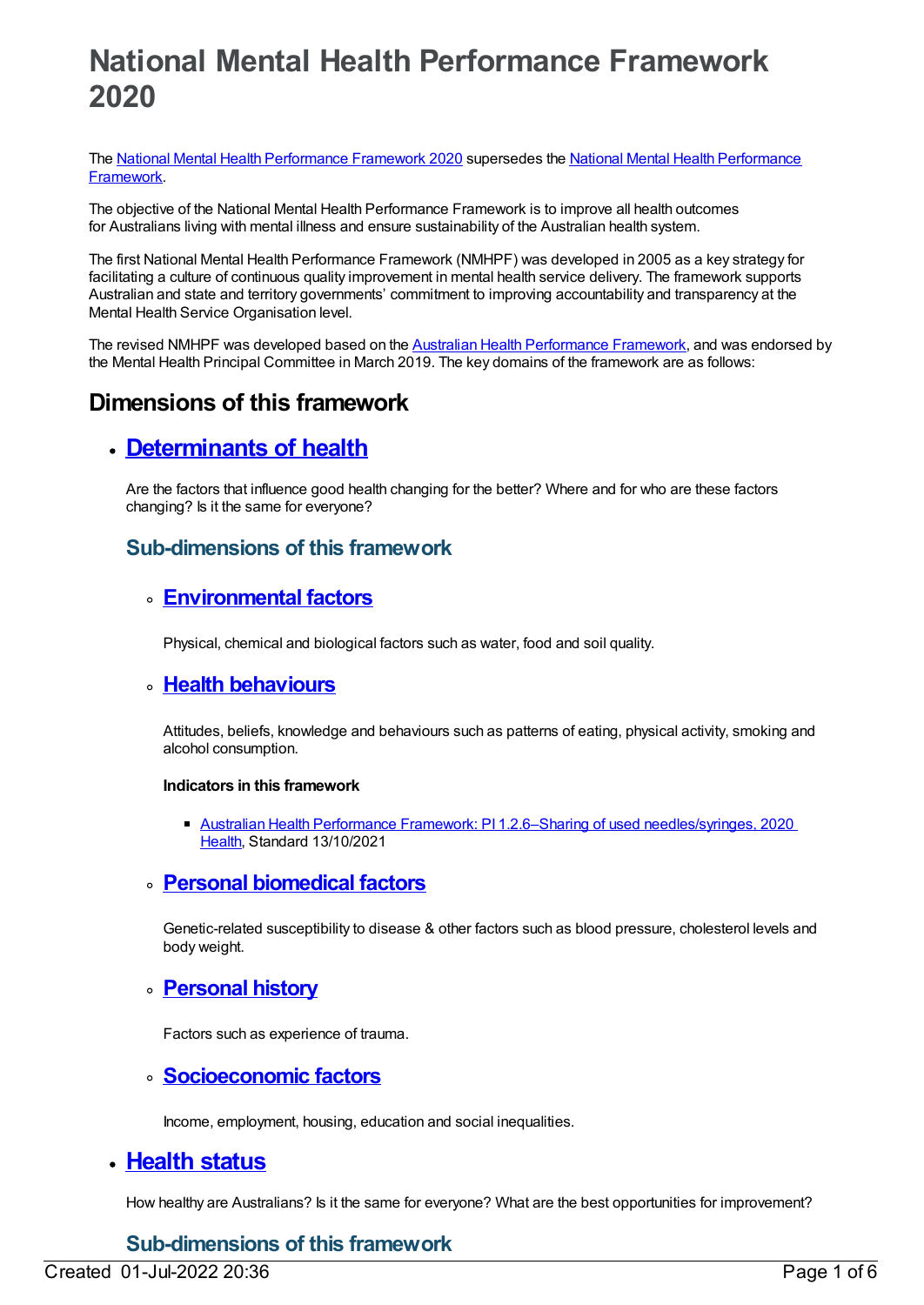# National Mental Health Performance Framework 2020

The National Mental Health Performance Framework 2020 supersedes the National Mental Health Performance Framework.

The objective of the National Mental Health Performance Framework is to improve all health outcomes for Australians living with mental illness and ensure sustainability of the Australian health system.

The first National Mental Health Performance Framework (NMHPF) was developed in 2005 as a key strategy for facilitating a culture of continuous quality improvement in mental health service delivery. The framework supports Australian and state and territory governments' commitment to improving accountability and transparency at the Mental Health Service Organisation level.

The revised NMHPF was developed based on the Australian Health Performance Framework, and was endorsed by the Mental Health Principal Committee in March 2019. The key domains of the framework are as follows:

## Dimensions of this framework

- ## Determinants of health

  Are the factors that influence good health changing for the better? Where and for who are these factors changing? Is it the same for everyone?

  ### Sub-dimensions of this framework

  - ### Environmental factors

    Physical, chemical and biological factors such as water, food and soil quality.

  - ### Health behaviours

    Attitudes, beliefs, knowledge and behaviours such as patterns of eating, physical activity, smoking and alcohol consumption.

    **Indicators in this framework**

    - Australian Health Performance Framework: PI 1.2.6–Sharing of used needles/syringes, 2020 Health, Standard 13/10/2021

  - ### Personal biomedical factors

    Genetic-related susceptibility to disease & other factors such as blood pressure, cholesterol levels and body weight.

  - ### Personal history

    Factors such as experience of trauma.

  - ### Socioeconomic factors

    Income, employment, housing, education and social inequalities.

- ## Health status

  How healthy are Australians? Is it the same for everyone? What are the best opportunities for improvement?

  ### Sub-dimensions of this framework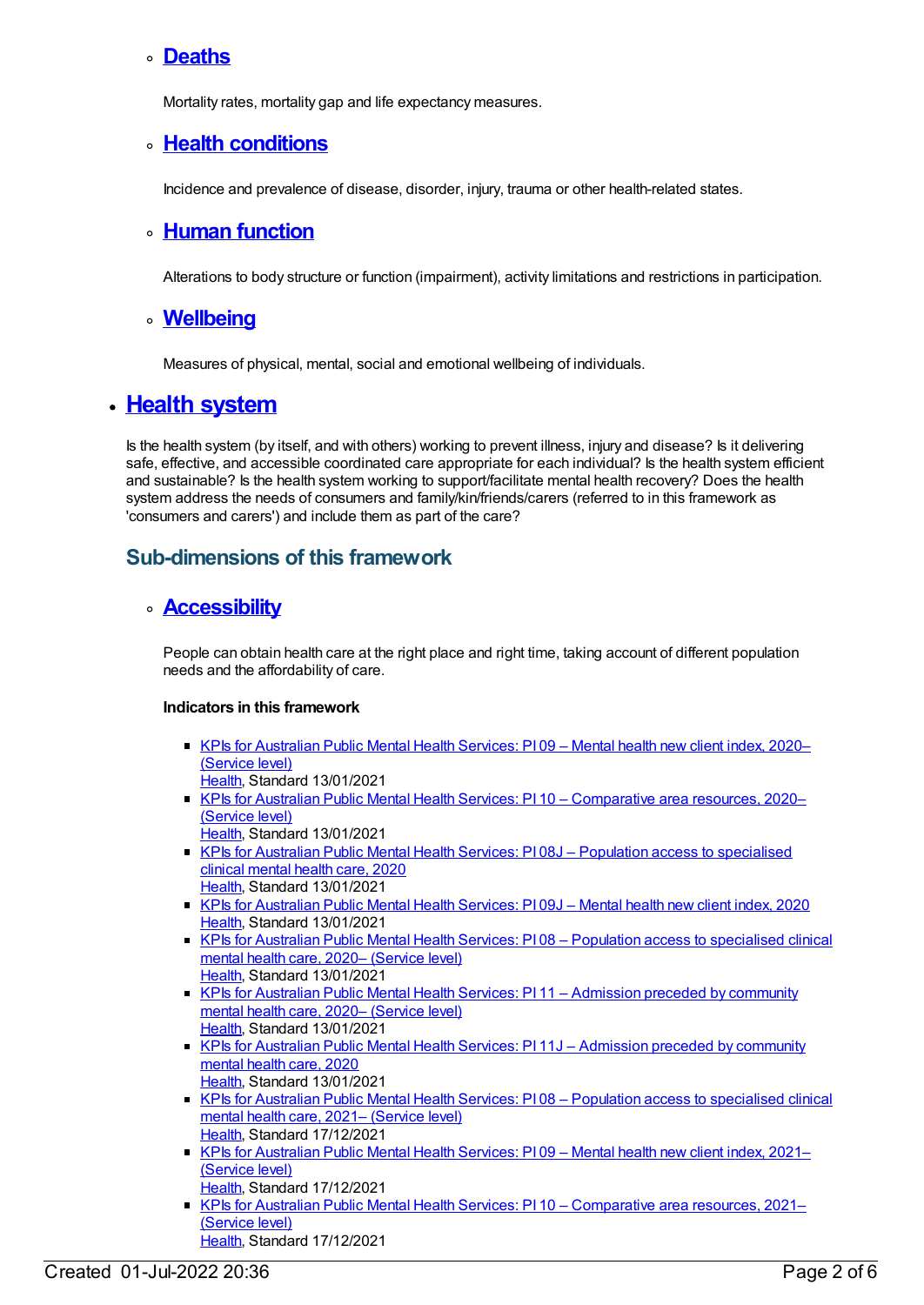- **Deaths**

  Mortality rates, mortality gap and life expectancy measures.

- **Health conditions**

  Incidence and prevalence of disease, disorder, injury, trauma or other health-related states.

- **Human function**

  Alterations to body structure or function (impairment), activity limitations and restrictions in participation.

- **Wellbeing**

  Measures of physical, mental, social and emotional wellbeing of individuals.

## Health system

Is the health system (by itself, and with others) working to prevent illness, injury and disease? Is it delivering safe, effective, and accessible coordinated care appropriate for each individual? Is the health system efficient and sustainable? Is the health system working to support/facilitate mental health recovery? Does the health system address the needs of consumers and family/kin/friends/carers (referred to in this framework as 'consumers and carers') and include them as part of the care?

### Sub-dimensions of this framework

- **Accessibility**

  People can obtain health care at the right place and right time, taking account of different population needs and the affordability of care.

  **Indicators in this framework**

  - KPIs for Australian Public Mental Health Services: PI 09 – Mental health new client index, 2020– (Service level)
    Health, Standard 13/01/2021
  - KPIs for Australian Public Mental Health Services: PI 10 – Comparative area resources, 2020– (Service level)
    Health, Standard 13/01/2021
  - KPIs for Australian Public Mental Health Services: PI 08J – Population access to specialised clinical mental health care, 2020
    Health, Standard 13/01/2021
  - KPIs for Australian Public Mental Health Services: PI 09J – Mental health new client index, 2020
    Health, Standard 13/01/2021
  - KPIs for Australian Public Mental Health Services: PI 08 – Population access to specialised clinical mental health care, 2020– (Service level)
    Health, Standard 13/01/2021
  - KPIs for Australian Public Mental Health Services: PI 11 – Admission preceded by community mental health care, 2020– (Service level)
    Health, Standard 13/01/2021
  - KPIs for Australian Public Mental Health Services: PI 11J – Admission preceded by community mental health care, 2020
    Health, Standard 13/01/2021
  - KPIs for Australian Public Mental Health Services: PI 08 – Population access to specialised clinical mental health care, 2021– (Service level)
    Health, Standard 17/12/2021
  - KPIs for Australian Public Mental Health Services: PI 09 – Mental health new client index, 2021– (Service level)
    Health, Standard 17/12/2021
  - KPIs for Australian Public Mental Health Services: PI 10 – Comparative area resources, 2021– (Service level)
    Health, Standard 17/12/2021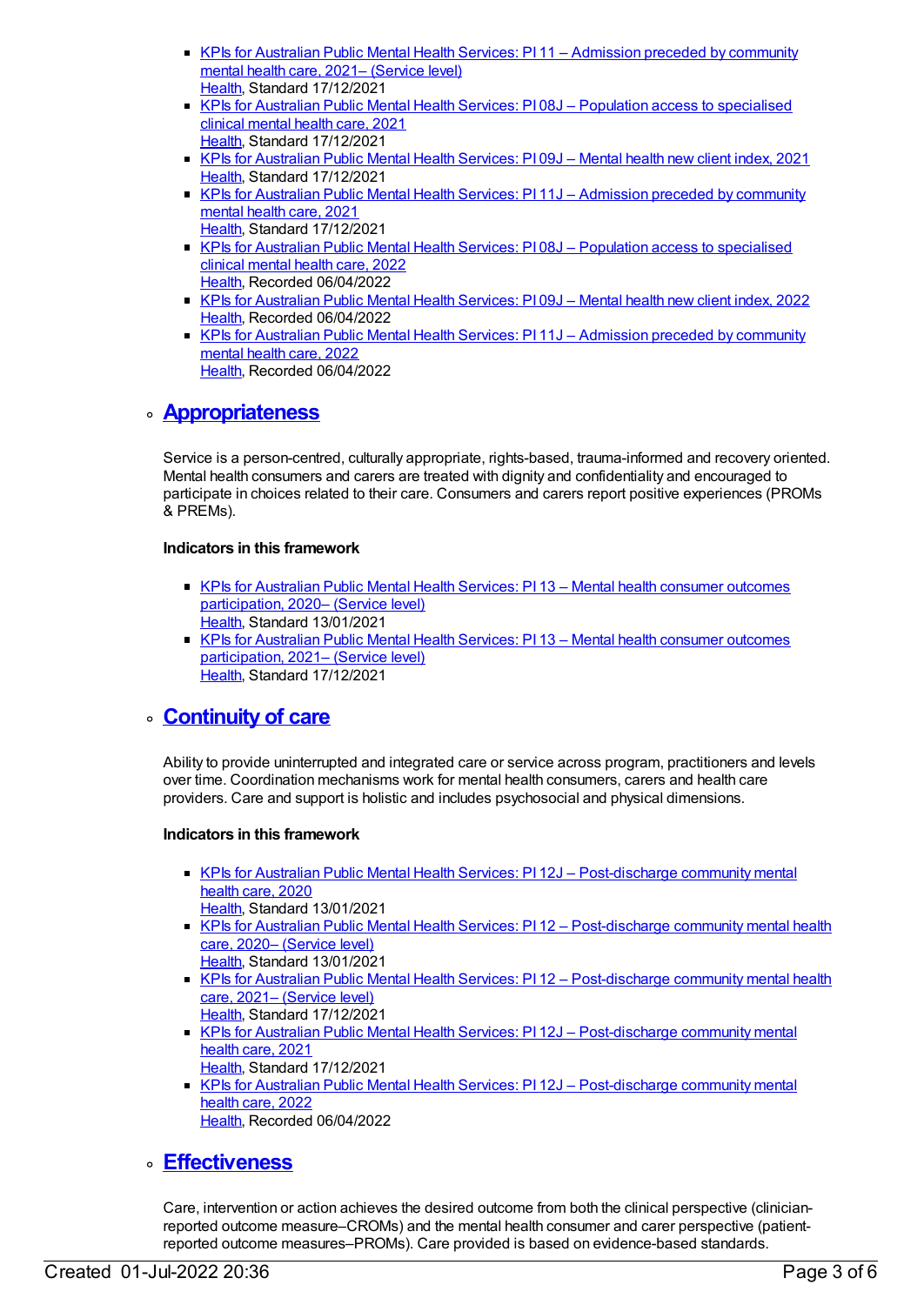- KPIs for Australian Public Mental Health Services: PI 11 – Admission preceded by community mental health care, 2021– (Service level)
  Health, Standard 17/12/2021
- KPIs for Australian Public Mental Health Services: PI 08J – Population access to specialised clinical mental health care, 2021
  Health, Standard 17/12/2021
- KPIs for Australian Public Mental Health Services: PI 09J – Mental health new client index, 2021
  Health, Standard 17/12/2021
- KPIs for Australian Public Mental Health Services: PI 11J – Admission preceded by community mental health care, 2021
  Health, Standard 17/12/2021
- KPIs for Australian Public Mental Health Services: PI 08J – Population access to specialised clinical mental health care, 2022
  Health, Recorded 06/04/2022
- KPIs for Australian Public Mental Health Services: PI 09J – Mental health new client index, 2022
  Health, Recorded 06/04/2022
- KPIs for Australian Public Mental Health Services: PI 11J – Admission preceded by community mental health care, 2022
  Health, Recorded 06/04/2022

## Appropriateness

Service is a person-centred, culturally appropriate, rights-based, trauma-informed and recovery oriented. Mental health consumers and carers are treated with dignity and confidentiality and encouraged to participate in choices related to their care. Consumers and carers report positive experiences (PROMs & PREMs).

**Indicators in this framework**

- KPIs for Australian Public Mental Health Services: PI 13 – Mental health consumer outcomes participation, 2020– (Service level)
  Health, Standard 13/01/2021
- KPIs for Australian Public Mental Health Services: PI 13 – Mental health consumer outcomes participation, 2021– (Service level)
  Health, Standard 17/12/2021

## Continuity of care

Ability to provide uninterrupted and integrated care or service across program, practitioners and levels over time. Coordination mechanisms work for mental health consumers, carers and health care providers. Care and support is holistic and includes psychosocial and physical dimensions.

**Indicators in this framework**

- KPIs for Australian Public Mental Health Services: PI 12J – Post-discharge community mental health care, 2020
  Health, Standard 13/01/2021
- KPIs for Australian Public Mental Health Services: PI 12 – Post-discharge community mental health care, 2020– (Service level)
  Health, Standard 13/01/2021
- KPIs for Australian Public Mental Health Services: PI 12 – Post-discharge community mental health care, 2021– (Service level)
  Health, Standard 17/12/2021
- KPIs for Australian Public Mental Health Services: PI 12J – Post-discharge community mental health care, 2021
  Health, Standard 17/12/2021
- KPIs for Australian Public Mental Health Services: PI 12J – Post-discharge community mental health care, 2022
  Health, Recorded 06/04/2022

## Effectiveness

Care, intervention or action achieves the desired outcome from both the clinical perspective (clinician-reported outcome measure–CROMs) and the mental health consumer and carer perspective (patient-reported outcome measures–PROMs). Care provided is based on evidence-based standards.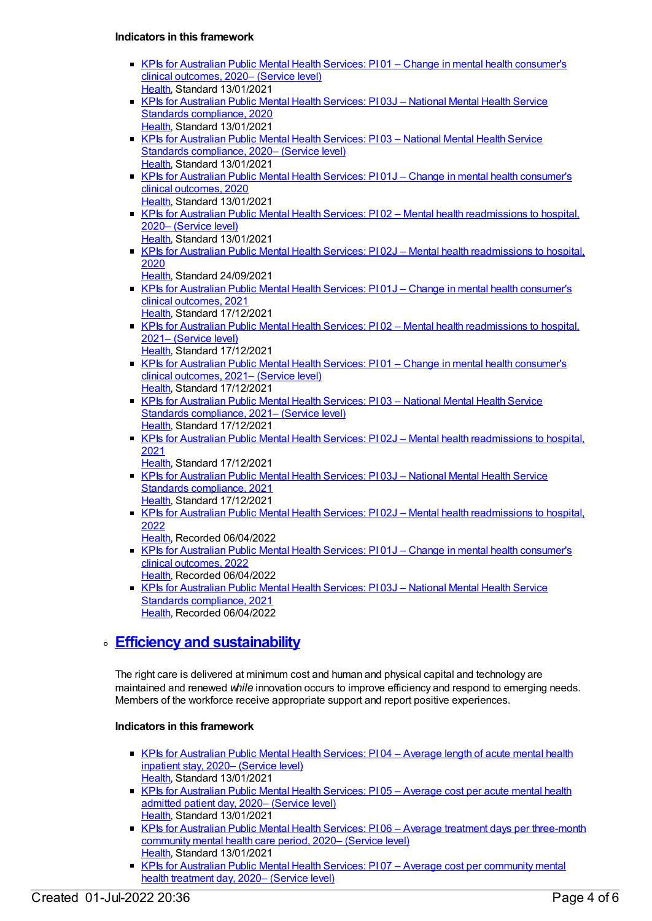#### Indicators in this framework

- KPIs for Australian Public Mental Health Services: PI 01 – Change in mental health consumer's clinical outcomes, 2020– (Service level)
  Health, Standard 13/01/2021
- KPIs for Australian Public Mental Health Services: PI 03J – National Mental Health Service Standards compliance, 2020
  Health, Standard 13/01/2021
- KPIs for Australian Public Mental Health Services: PI 03 – National Mental Health Service Standards compliance, 2020– (Service level)
  Health, Standard 13/01/2021
- KPIs for Australian Public Mental Health Services: PI 01J – Change in mental health consumer's clinical outcomes, 2020
  Health, Standard 13/01/2021
- KPIs for Australian Public Mental Health Services: PI 02 – Mental health readmissions to hospital, 2020– (Service level)
  Health, Standard 13/01/2021
- KPIs for Australian Public Mental Health Services: PI 02J – Mental health readmissions to hospital, 2020
  Health, Standard 24/09/2021
- KPIs for Australian Public Mental Health Services: PI 01J – Change in mental health consumer's clinical outcomes, 2021
  Health, Standard 17/12/2021
- KPIs for Australian Public Mental Health Services: PI 02 – Mental health readmissions to hospital, 2021– (Service level)
  Health, Standard 17/12/2021
- KPIs for Australian Public Mental Health Services: PI 01 – Change in mental health consumer's clinical outcomes, 2021– (Service level)
  Health, Standard 17/12/2021
- KPIs for Australian Public Mental Health Services: PI 03 – National Mental Health Service Standards compliance, 2021– (Service level)
  Health, Standard 17/12/2021
- KPIs for Australian Public Mental Health Services: PI 02J – Mental health readmissions to hospital, 2021
  Health, Standard 17/12/2021
- KPIs for Australian Public Mental Health Services: PI 03J – National Mental Health Service Standards compliance, 2021
  Health, Standard 17/12/2021
- KPIs for Australian Public Mental Health Services: PI 02J – Mental health readmissions to hospital, 2022
  Health, Recorded 06/04/2022
- KPIs for Australian Public Mental Health Services: PI 01J – Change in mental health consumer's clinical outcomes, 2022
  Health, Recorded 06/04/2022
- KPIs for Australian Public Mental Health Services: PI 03J – National Mental Health Service Standards compliance, 2021
  Health, Recorded 06/04/2022

## Efficiency and sustainability

The right care is delivered at minimum cost and human and physical capital and technology are maintained and renewed *while* innovation occurs to improve efficiency and respond to emerging needs. Members of the workforce receive appropriate support and report positive experiences.

#### Indicators in this framework

- KPIs for Australian Public Mental Health Services: PI 04 – Average length of acute mental health inpatient stay, 2020– (Service level)
  Health, Standard 13/01/2021
- KPIs for Australian Public Mental Health Services: PI 05 – Average cost per acute mental health admitted patient day, 2020– (Service level)
  Health, Standard 13/01/2021
- KPIs for Australian Public Mental Health Services: PI 06 – Average treatment days per three-month community mental health care period, 2020– (Service level)
  Health, Standard 13/01/2021
- KPIs for Australian Public Mental Health Services: PI 07 – Average cost per community mental health treatment day, 2020– (Service level)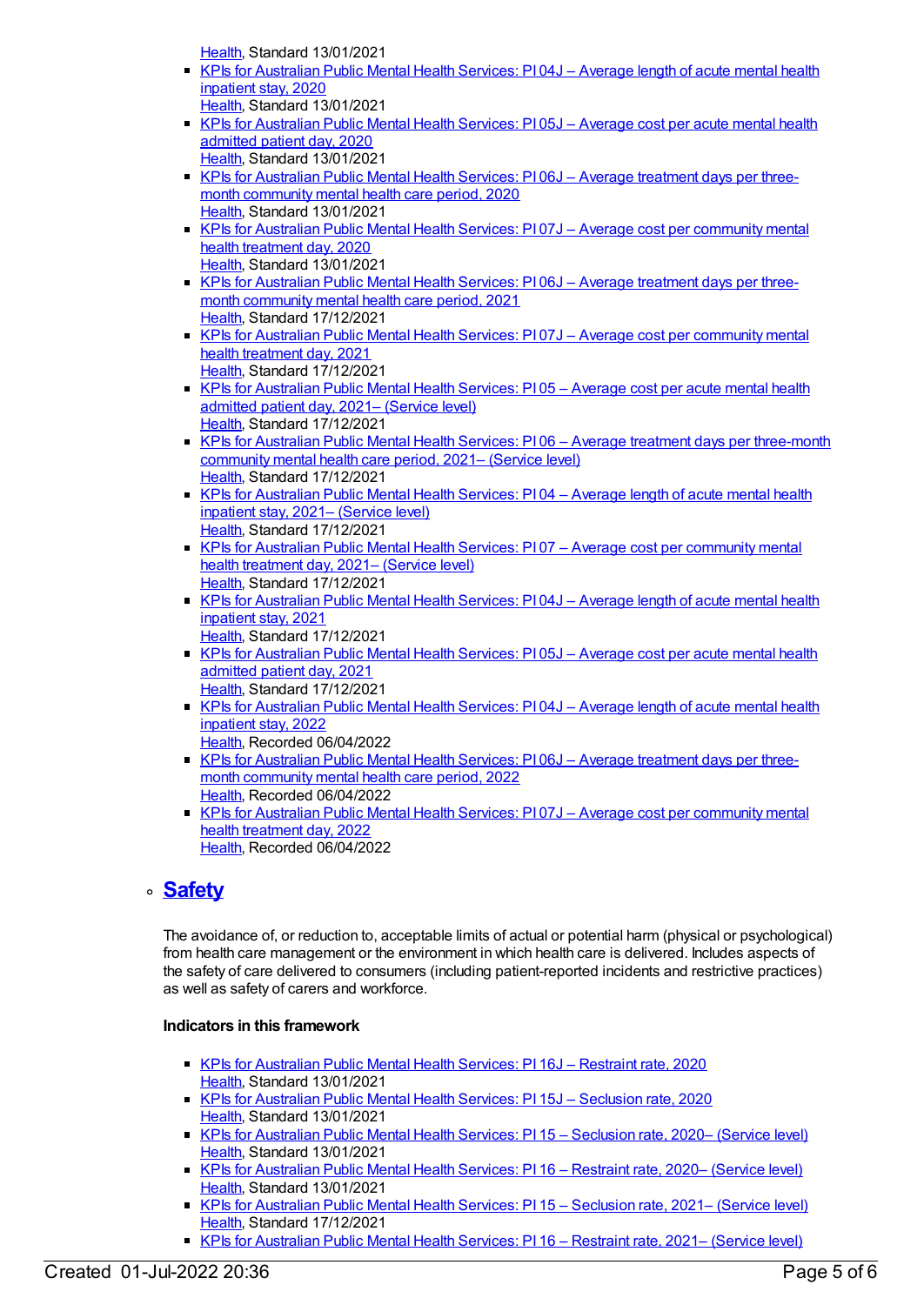Health, Standard 13/01/2021

- KPIs for Australian Public Mental Health Services: PI 04J – Average length of acute mental health inpatient stay, 2020
Health, Standard 13/01/2021
- KPIs for Australian Public Mental Health Services: PI 05J – Average cost per acute mental health admitted patient day, 2020
Health, Standard 13/01/2021
- KPIs for Australian Public Mental Health Services: PI 06J – Average treatment days per three-month community mental health care period, 2020
Health, Standard 13/01/2021
- KPIs for Australian Public Mental Health Services: PI 07J – Average cost per community mental health treatment day, 2020
Health, Standard 13/01/2021
- KPIs for Australian Public Mental Health Services: PI 06J – Average treatment days per three-month community mental health care period, 2021
Health, Standard 17/12/2021
- KPIs for Australian Public Mental Health Services: PI 07J – Average cost per community mental health treatment day, 2021
Health, Standard 17/12/2021
- KPIs for Australian Public Mental Health Services: PI 05 – Average cost per acute mental health admitted patient day, 2021– (Service level)
Health, Standard 17/12/2021
- KPIs for Australian Public Mental Health Services: PI 06 – Average treatment days per three-month community mental health care period, 2021– (Service level)
Health, Standard 17/12/2021
- KPIs for Australian Public Mental Health Services: PI 04 – Average length of acute mental health inpatient stay, 2021– (Service level)
Health, Standard 17/12/2021
- KPIs for Australian Public Mental Health Services: PI 07 – Average cost per community mental health treatment day, 2021– (Service level)
Health, Standard 17/12/2021
- KPIs for Australian Public Mental Health Services: PI 04J – Average length of acute mental health inpatient stay, 2021
Health, Standard 17/12/2021
- KPIs for Australian Public Mental Health Services: PI 05J – Average cost per acute mental health admitted patient day, 2021
Health, Standard 17/12/2021
- KPIs for Australian Public Mental Health Services: PI 04J – Average length of acute mental health inpatient stay, 2022
Health, Recorded 06/04/2022
- KPIs for Australian Public Mental Health Services: PI 06J – Average treatment days per three-month community mental health care period, 2022
Health, Recorded 06/04/2022
- KPIs for Australian Public Mental Health Services: PI 07J – Average cost per community mental health treatment day, 2022
Health, Recorded 06/04/2022

## Safety

The avoidance of, or reduction to, acceptable limits of actual or potential harm (physical or psychological) from health care management or the environment in which health care is delivered. Includes aspects of the safety of care delivered to consumers (including patient-reported incidents and restrictive practices) as well as safety of carers and workforce.

**Indicators in this framework**

- KPIs for Australian Public Mental Health Services: PI 16J – Restraint rate, 2020
Health, Standard 13/01/2021
- KPIs for Australian Public Mental Health Services: PI 15J – Seclusion rate, 2020
Health, Standard 13/01/2021
- KPIs for Australian Public Mental Health Services: PI 15 – Seclusion rate, 2020– (Service level)
Health, Standard 13/01/2021
- KPIs for Australian Public Mental Health Services: PI 16 – Restraint rate, 2020– (Service level)
Health, Standard 13/01/2021
- KPIs for Australian Public Mental Health Services: PI 15 – Seclusion rate, 2021– (Service level)
Health, Standard 17/12/2021
- KPIs for Australian Public Mental Health Services: PI 16 – Restraint rate, 2021– (Service level)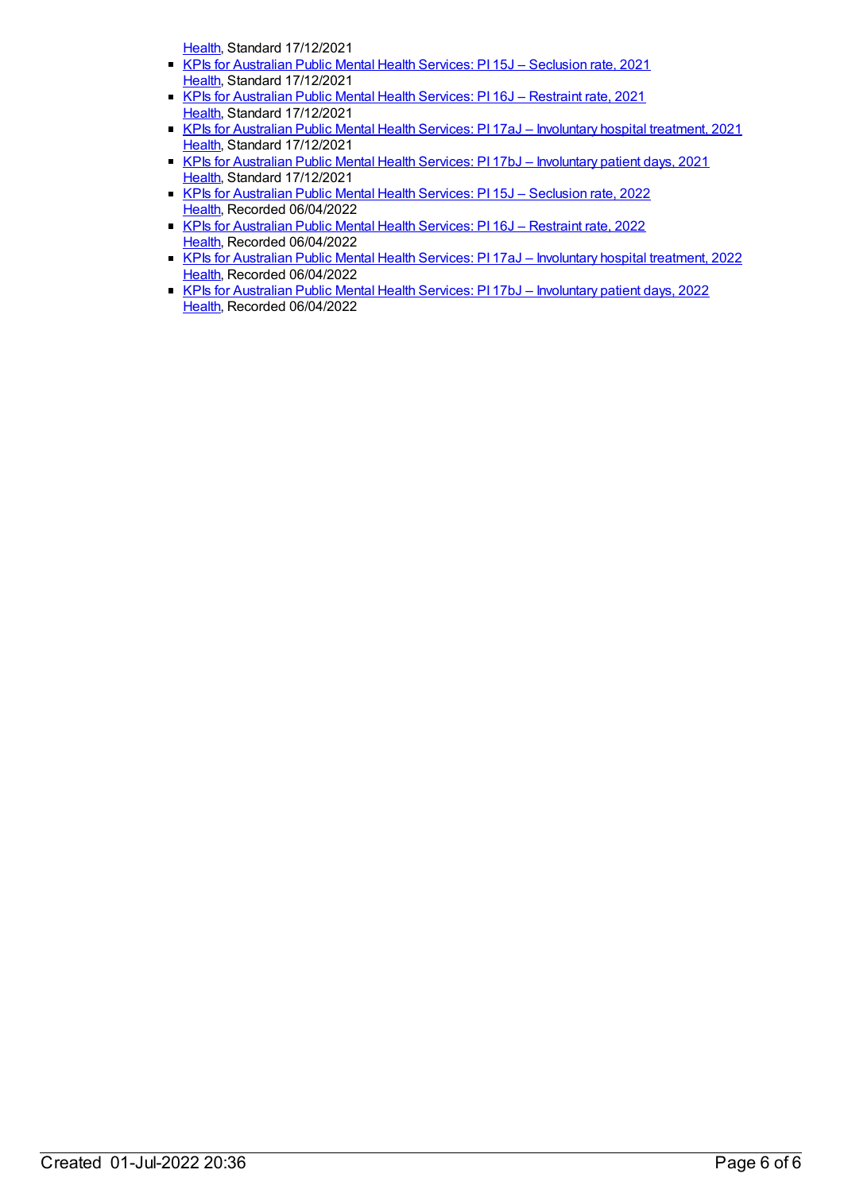Health, Standard 17/12/2021

- KPIs for Australian Public Mental Health Services: PI 15J – Seclusion rate, 2021
  Health, Standard 17/12/2021
- KPIs for Australian Public Mental Health Services: PI 16J – Restraint rate, 2021
  Health, Standard 17/12/2021
- KPIs for Australian Public Mental Health Services: PI 17aJ – Involuntary hospital treatment, 2021
  Health, Standard 17/12/2021
- KPIs for Australian Public Mental Health Services: PI 17bJ – Involuntary patient days, 2021
  Health, Standard 17/12/2021
- KPIs for Australian Public Mental Health Services: PI 15J – Seclusion rate, 2022
  Health, Recorded 06/04/2022
- KPIs for Australian Public Mental Health Services: PI 16J – Restraint rate, 2022
  Health, Recorded 06/04/2022
- KPIs for Australian Public Mental Health Services: PI 17aJ – Involuntary hospital treatment, 2022
  Health, Recorded 06/04/2022
- KPIs for Australian Public Mental Health Services: PI 17bJ – Involuntary patient days, 2022
  Health, Recorded 06/04/2022